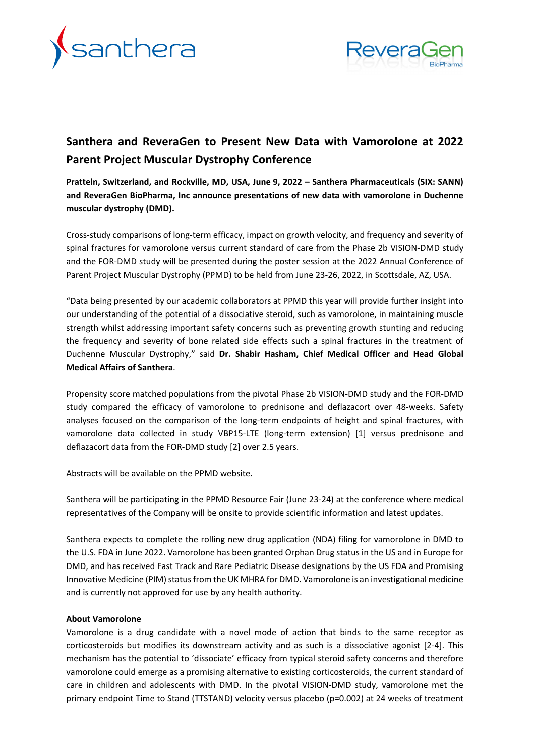# Santhera and ReveraGen to Present New Data with Vamorolone at 2022 Parent Project Muscular Dystrophy Conference

**Pratteln, Switzerland, and Rockville, MD, USA, June 9, 2022 – Santhera Pharmaceuticals (SIX: SANN) and ReveraGen BioPharma, Inc announce presentations of new data with vamorolone in Duchenne muscular dystrophy (DMD).**

Cross-study comparisons of long-term efficacy, impact on growth velocity, and frequency and severity of spinal fractures for vamorolone versus current standard of care from the Phase 2b VISION-DMD study and the FOR-DMD study will be presented during the poster session at the 2022 Annual Conference of Parent Project Muscular Dystrophy (PPMD) to be held from June 23-26, 2022, in Scottsdale, AZ, USA.

"Data being presented by our academic collaborators at PPMD this year will provide further insight into our understanding of the potential of a dissociative steroid, such as vamorolone, in maintaining muscle strength whilst addressing important safety concerns such as preventing growth stunting and reducing the frequency and severity of bone related side effects such a spinal fractures in the treatment of Duchenne Muscular Dystrophy," said **Dr. Shabir Hasham, Chief Medical Officer and Head Global Medical Affairs of Santhera**.

Propensity score matched populations from the pivotal Phase 2b VISION-DMD study and the FOR-DMD study compared the efficacy of vamorolone to prednisone and deflazacort over 48-weeks. Safety analyses focused on the comparison of the long-term endpoints of height and spinal fractures, with vamorolone data collected in study VBP15-LTE (long-term extension) [1] versus prednisone and deflazacort data from the FOR-DMD study [2] over 2.5 years.

Abstracts will be available on the PPMD website.

Santhera will be participating in the PPMD Resource Fair (June 23-24) at the conference where medical representatives of the Company will be onsite to provide scientific information and latest updates.

Santhera expects to complete the rolling new drug application (NDA) filing for vamorolone in DMD to the U.S. FDA in June 2022. Vamorolone has been granted Orphan Drug status in the US and in Europe for DMD, and has received Fast Track and Rare Pediatric Disease designations by the US FDA and Promising Innovative Medicine (PIM) status from the UK MHRA for DMD. Vamorolone is an investigational medicine and is currently not approved for use by any health authority.

**About Vamorolone**

Vamorolone is a drug candidate with a novel mode of action that binds to the same receptor as corticosteroids but modifies its downstream activity and as such is a dissociative agonist [2-4]. This mechanism has the potential to 'dissociate' efficacy from typical steroid safety concerns and therefore vamorolone could emerge as a promising alternative to existing corticosteroids, the current standard of care in children and adolescents with DMD. In the pivotal VISION-DMD study, vamorolone met the primary endpoint Time to Stand (TTSTAND) velocity versus placebo (p=0.002) at 24 weeks of treatment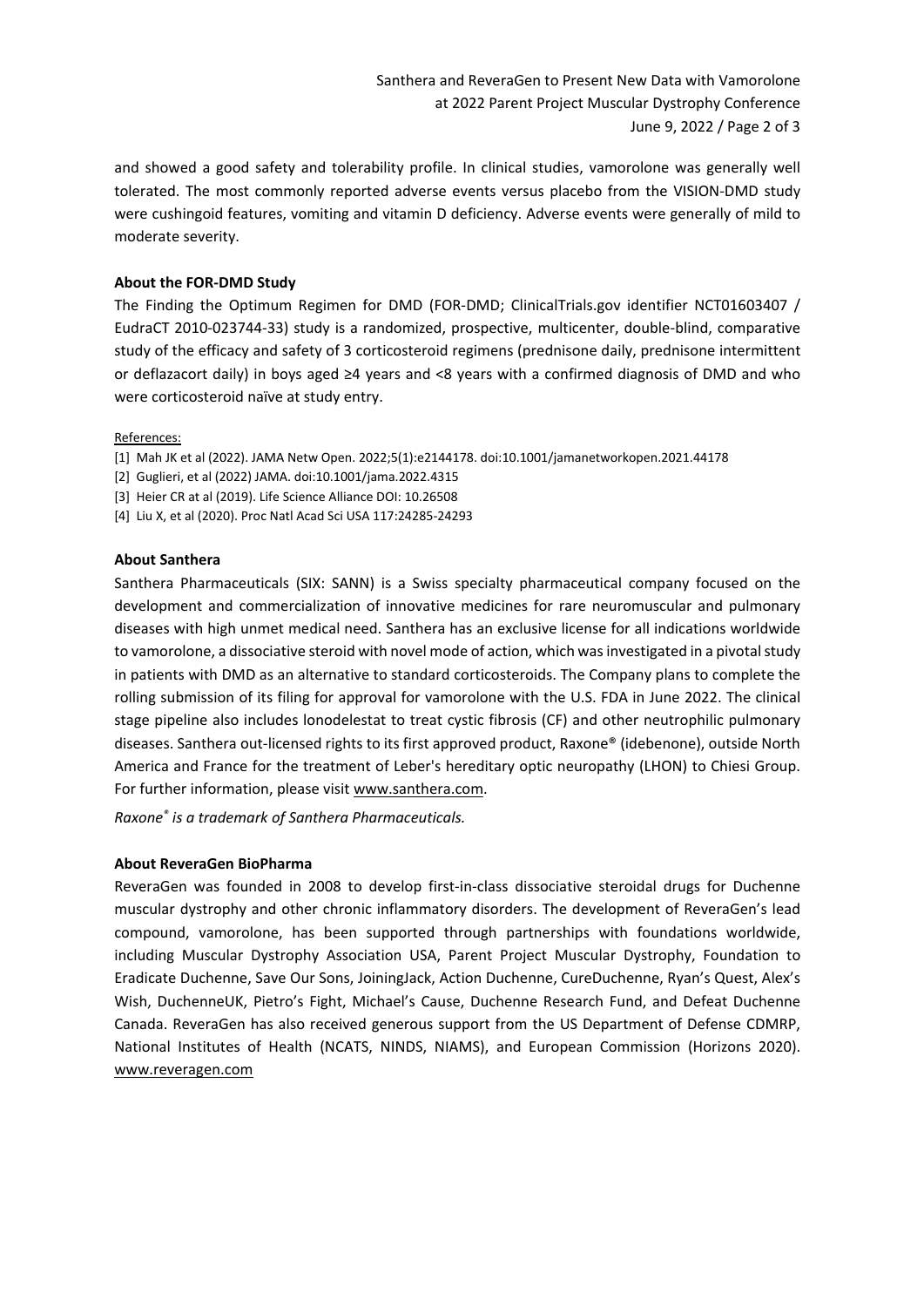and showed a good safety and tolerability profile. In clinical studies, vamorolone was generally well tolerated. The most commonly reported adverse events versus placebo from the VISION-DMD study were cushingoid features, vomiting and vitamin D deficiency. Adverse events were generally of mild to moderate severity.

**About the FOR-DMD Study**

The Finding the Optimum Regimen for DMD (FOR-DMD; ClinicalTrials.gov identifier NCT01603407 / EudraCT 2010-023744-33) study is a randomized, prospective, multicenter, double-blind, comparative study of the efficacy and safety of 3 corticosteroid regimens (prednisone daily, prednisone intermittent or deflazacort daily) in boys aged ≥4 years and <8 years with a confirmed diagnosis of DMD and who were corticosteroid naïve at study entry.

References:

[1] Mah JK et al (2022). JAMA Netw Open. 2022;5(1):e2144178. doi:10.1001/jamanetworkopen.2021.44178

[2] Guglieri, et al (2022) JAMA. doi:10.1001/jama.2022.4315

[3] Heier CR at al (2019). Life Science Alliance DOI: 10.26508

[4] Liu X, et al (2020). Proc Natl Acad Sci USA 117:24285-24293

**About Santhera**

Santhera Pharmaceuticals (SIX: SANN) is a Swiss specialty pharmaceutical company focused on the development and commercialization of innovative medicines for rare neuromuscular and pulmonary diseases with high unmet medical need. Santhera has an exclusive license for all indications worldwide to vamorolone, a dissociative steroid with novel mode of action, which was investigated in a pivotal study in patients with DMD as an alternative to standard corticosteroids. The Company plans to complete the rolling submission of its filing for approval for vamorolone with the U.S. FDA in June 2022. The clinical stage pipeline also includes lonodelestat to treat cystic fibrosis (CF) and other neutrophilic pulmonary diseases. Santhera out-licensed rights to its first approved product, Raxone® (idebenone), outside North America and France for the treatment of Leber's hereditary optic neuropathy (LHON) to Chiesi Group. For further information, please visit www.santhera.com.

*Raxone® is a trademark of Santhera Pharmaceuticals.*

**About ReveraGen BioPharma**

ReveraGen was founded in 2008 to develop first-in-class dissociative steroidal drugs for Duchenne muscular dystrophy and other chronic inflammatory disorders. The development of ReveraGen's lead compound, vamorolone, has been supported through partnerships with foundations worldwide, including Muscular Dystrophy Association USA, Parent Project Muscular Dystrophy, Foundation to Eradicate Duchenne, Save Our Sons, JoiningJack, Action Duchenne, CureDuchenne, Ryan's Quest, Alex's Wish, DuchenneUK, Pietro's Fight, Michael's Cause, Duchenne Research Fund, and Defeat Duchenne Canada. ReveraGen has also received generous support from the US Department of Defense CDMRP, National Institutes of Health (NCATS, NINDS, NIAMS), and European Commission (Horizons 2020). www.reveragen.com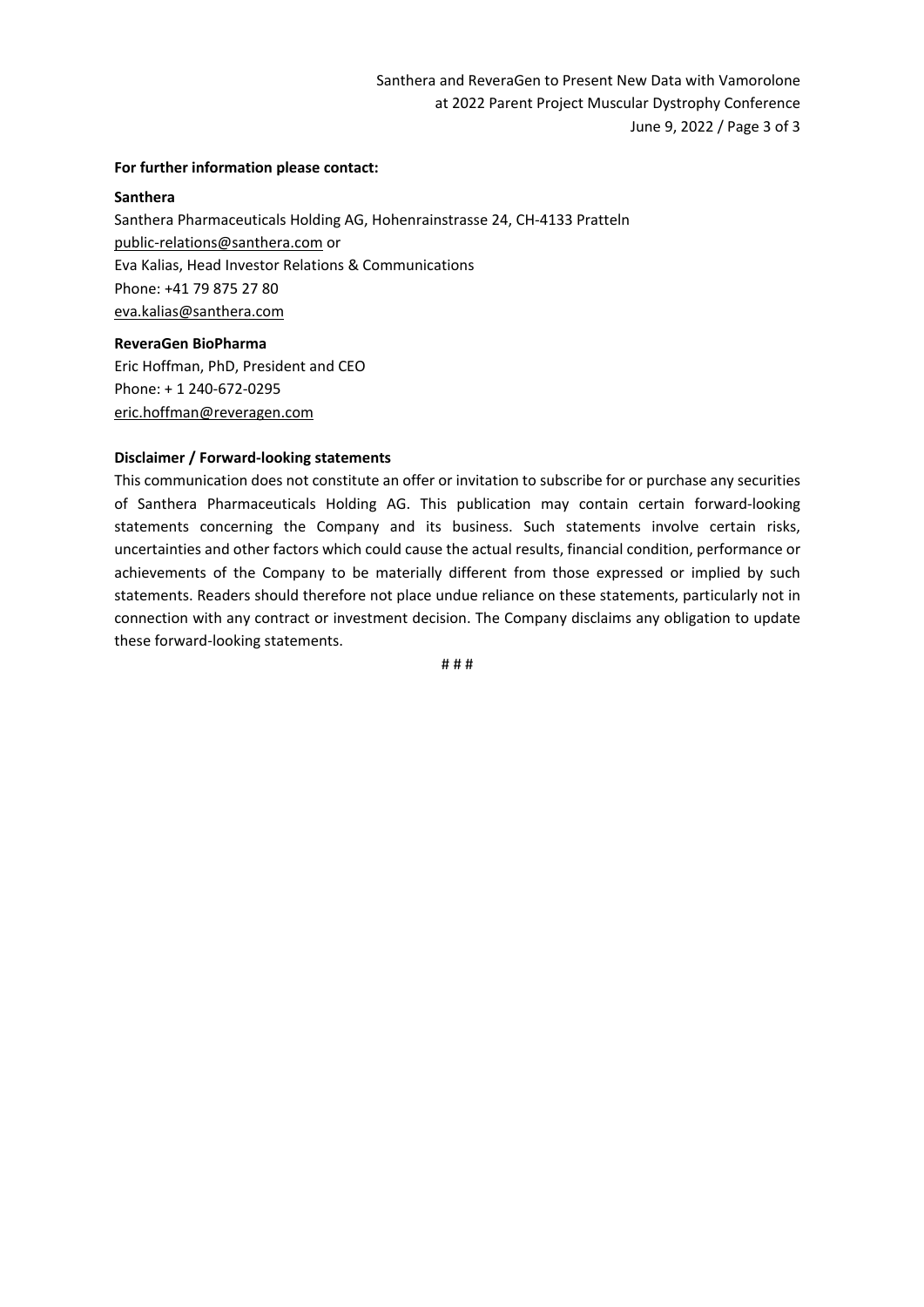**For further information please contact:**

**Santhera**
Santhera Pharmaceuticals Holding AG, Hohenrainstrasse 24, CH-4133 Pratteln
public-relations@santhera.com or
Eva Kalias, Head Investor Relations & Communications
Phone: +41 79 875 27 80
eva.kalias@santhera.com

**ReveraGen BioPharma**
Eric Hoffman, PhD, President and CEO
Phone: + 1 240-672-0295
eric.hoffman@reveragen.com

**Disclaimer / Forward-looking statements**

This communication does not constitute an offer or invitation to subscribe for or purchase any securities of Santhera Pharmaceuticals Holding AG. This publication may contain certain forward-looking statements concerning the Company and its business. Such statements involve certain risks, uncertainties and other factors which could cause the actual results, financial condition, performance or achievements of the Company to be materially different from those expressed or implied by such statements. Readers should therefore not place undue reliance on these statements, particularly not in connection with any contract or investment decision. The Company disclaims any obligation to update these forward-looking statements.

# # #